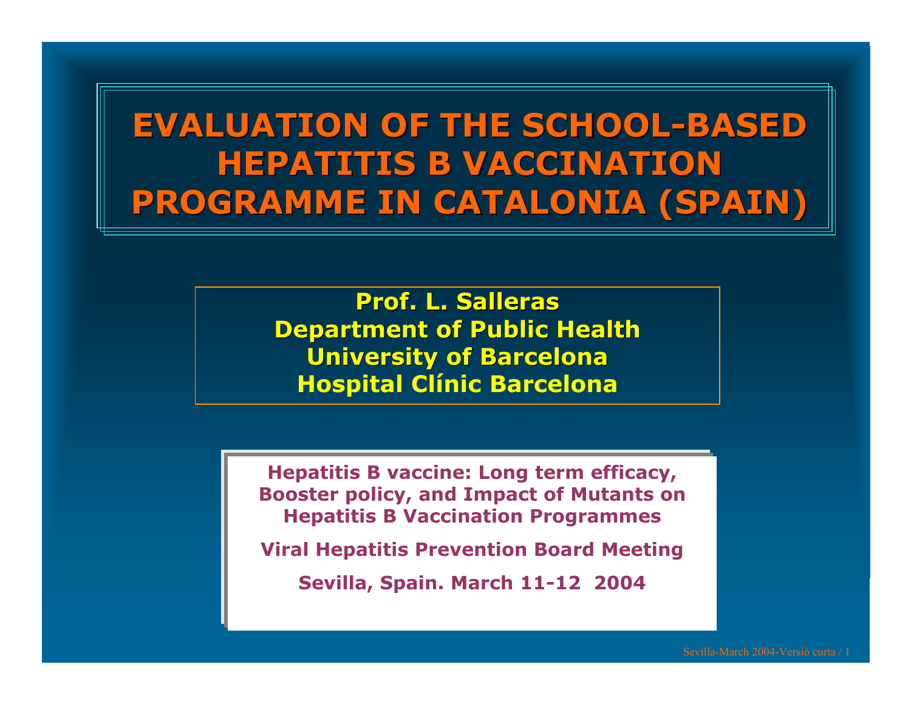# EVALUATION OF THE SCHOOL-BASED HEPATITIS B VACCINATION PROGRAMME IN CATALONIA (SPAIN)

**Prof. L. Salleras**
**Department of Public Health**
**University of Barcelona**
**Hospital Clínic Barcelona**

**Hepatitis B vaccine: Long term efficacy, Booster policy, and Impact of Mutants on Hepatitis B Vaccination Programmes**

**Viral Hepatitis Prevention Board Meeting**

**Sevilla, Spain. March 11-12 2004**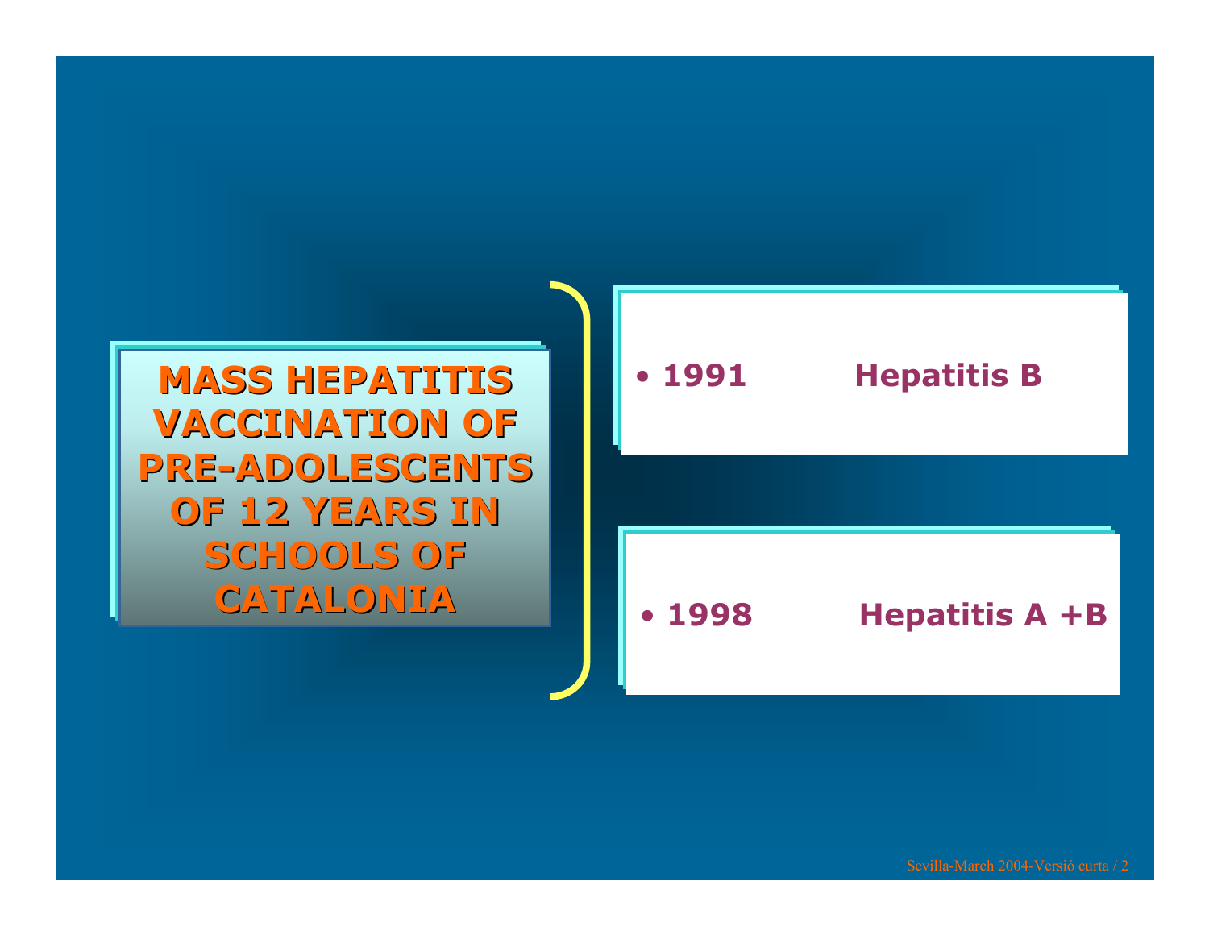**MASS HEPATITIS VACCINATION OF PRE-ADOLESCENTS OF 12 YEARS IN SCHOOLS OF CATALONIA**

- **1991 Hepatitis B**

- **1998 Hepatitis A +B**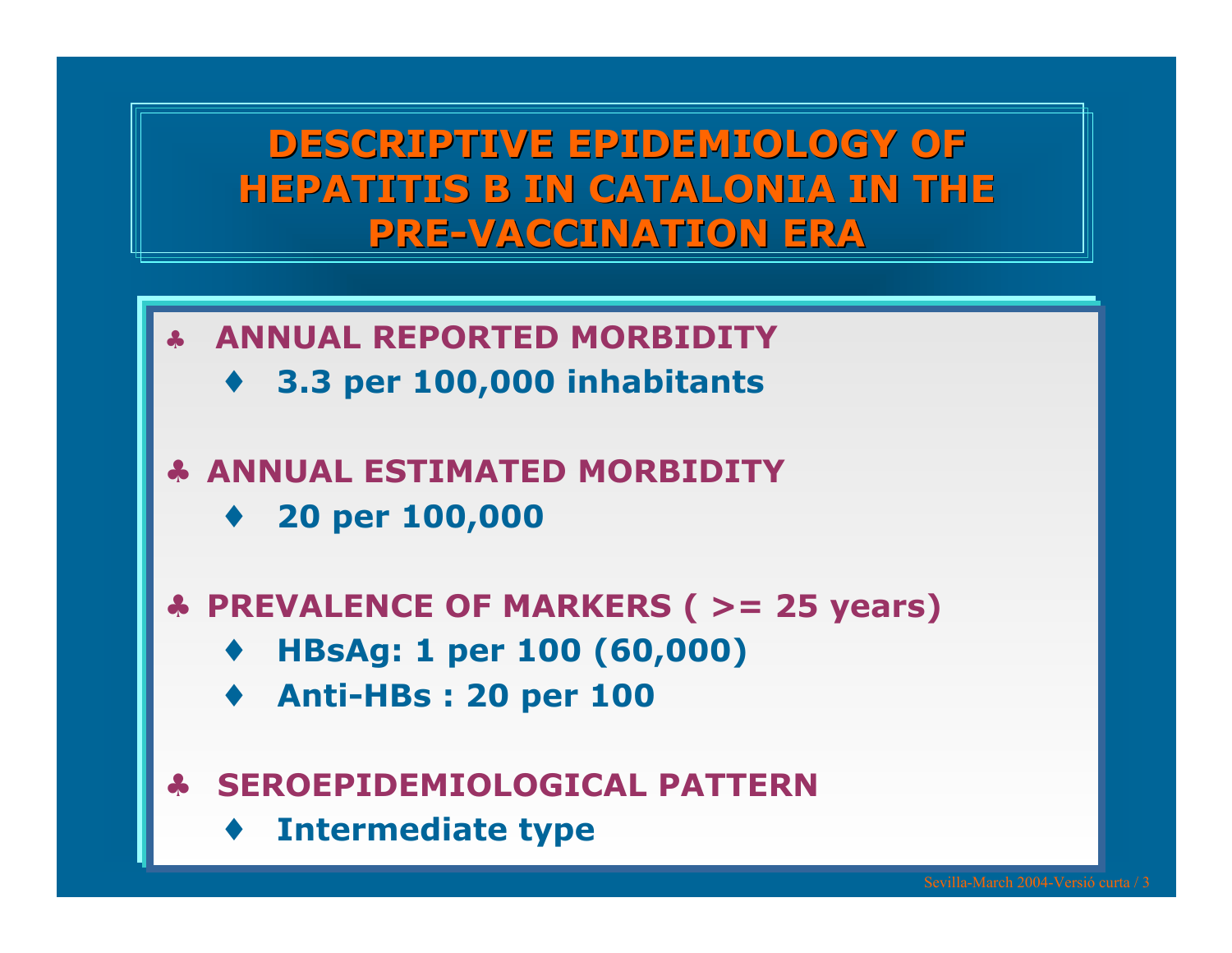# DESCRIPTIVE EPIDEMIOLOGY OF HEPATITIS B IN CATALONIA IN THE PRE-VACCINATION ERA

- **ANNUAL REPORTED MORBIDITY**
  - **3.3 per 100,000 inhabitants**
- **ANNUAL ESTIMATED MORBIDITY**
  - **20 per 100,000**
- **PREVALENCE OF MARKERS ( >= 25 years)**
  - **HBsAg: 1 per 100 (60,000)**
  - **Anti-HBs : 20 per 100**
- **SEROEPIDEMIOLOGICAL PATTERN**
  - **Intermediate type**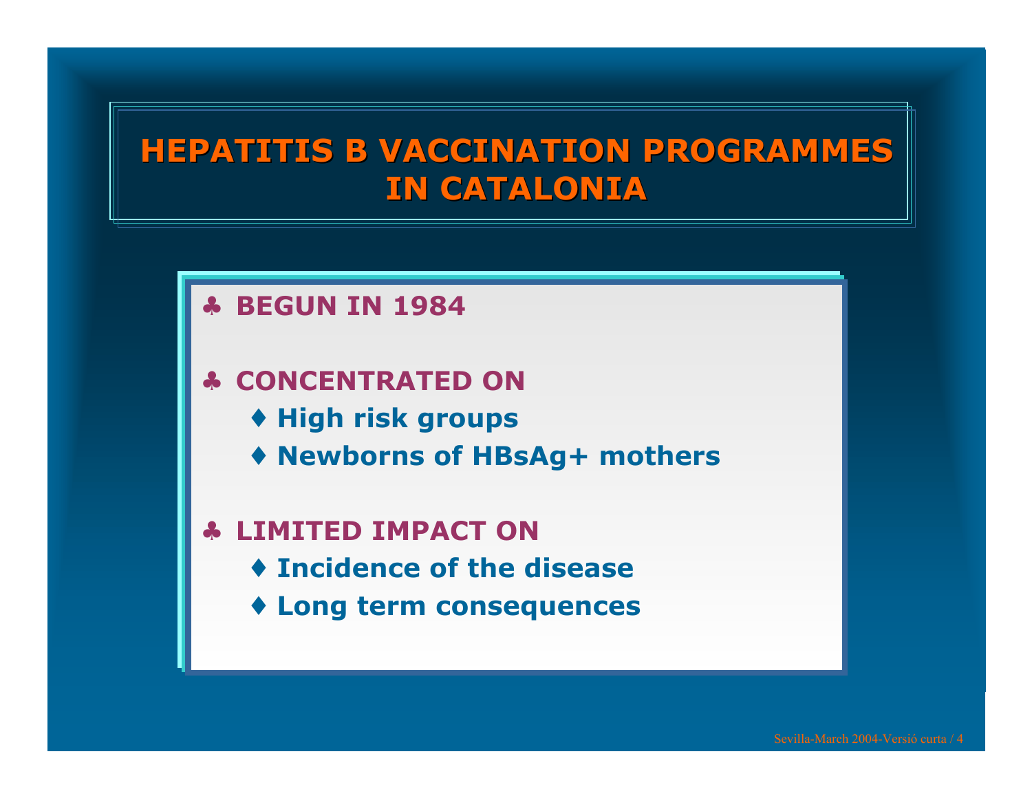# HEPATITIS B VACCINATION PROGRAMMES IN CATALONIA

- **BEGUN IN 1984**

- **CONCENTRATED ON**
  - **High risk groups**
  - **Newborns of HBsAg+ mothers**

- **LIMITED IMPACT ON**
  - **Incidence of the disease**
  - **Long term consequences**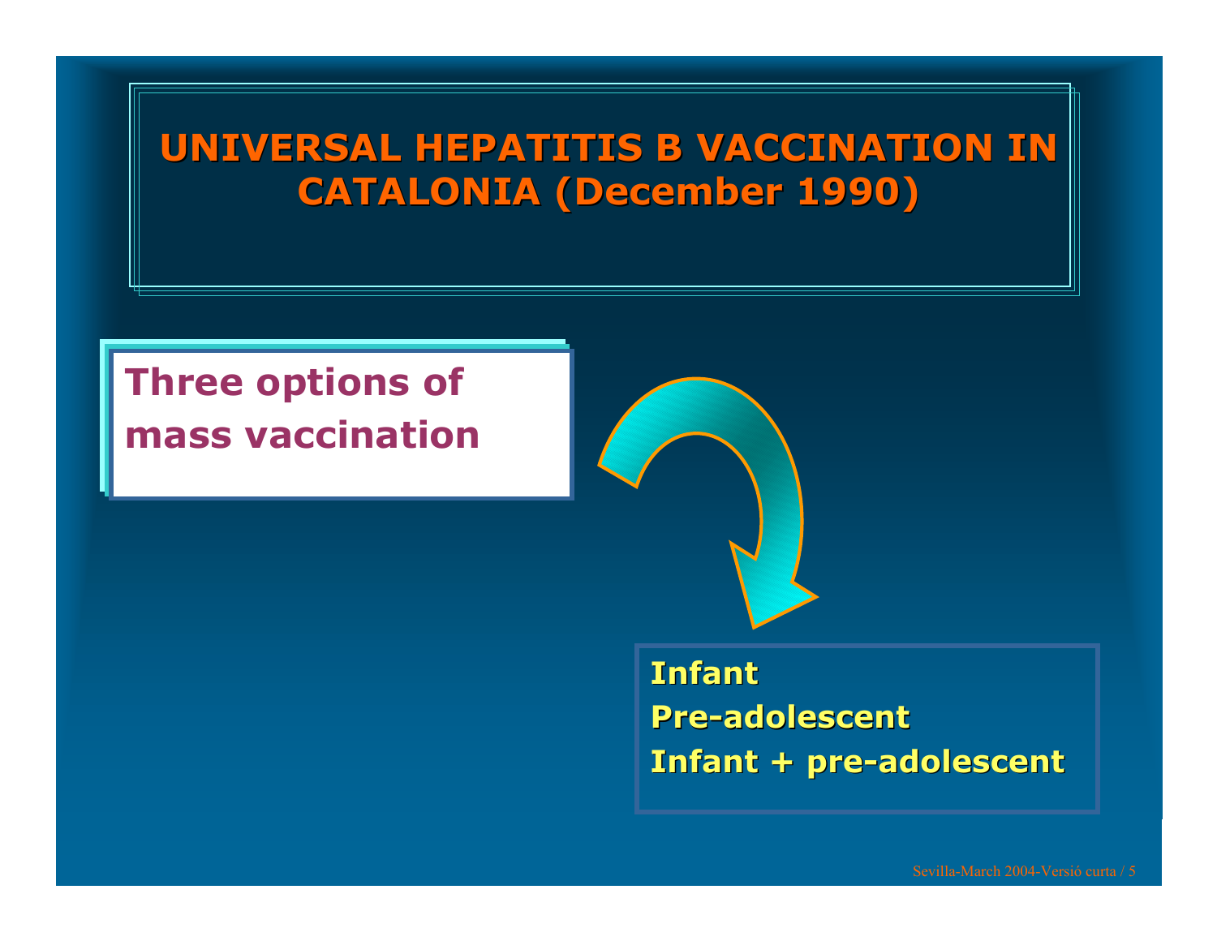# UNIVERSAL HEPATITIS B VACCINATION IN CATALONIA (December 1990)

**Three options of mass vaccination**

- **Infant**
- **Pre-adolescent**
- **Infant + pre-adolescent**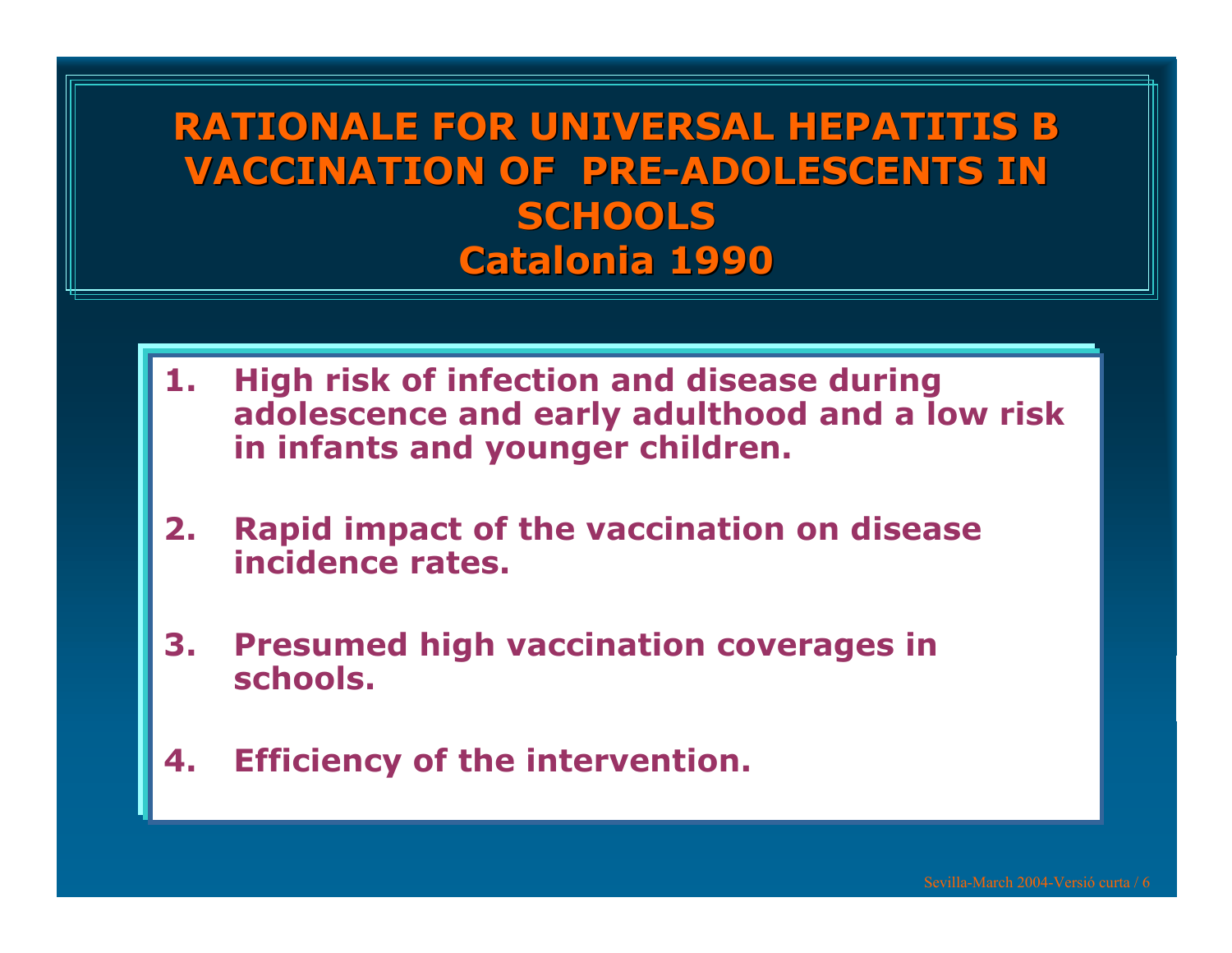# RATIONALE FOR UNIVERSAL HEPATITIS B VACCINATION OF PRE-ADOLESCENTS IN SCHOOLS
## Catalonia 1990

1. **High risk of infection and disease during adolescence and early adulthood and a low risk in infants and younger children.**

2. **Rapid impact of the vaccination on disease incidence rates.**

3. **Presumed high vaccination coverages in schools.**

4. **Efficiency of the intervention.**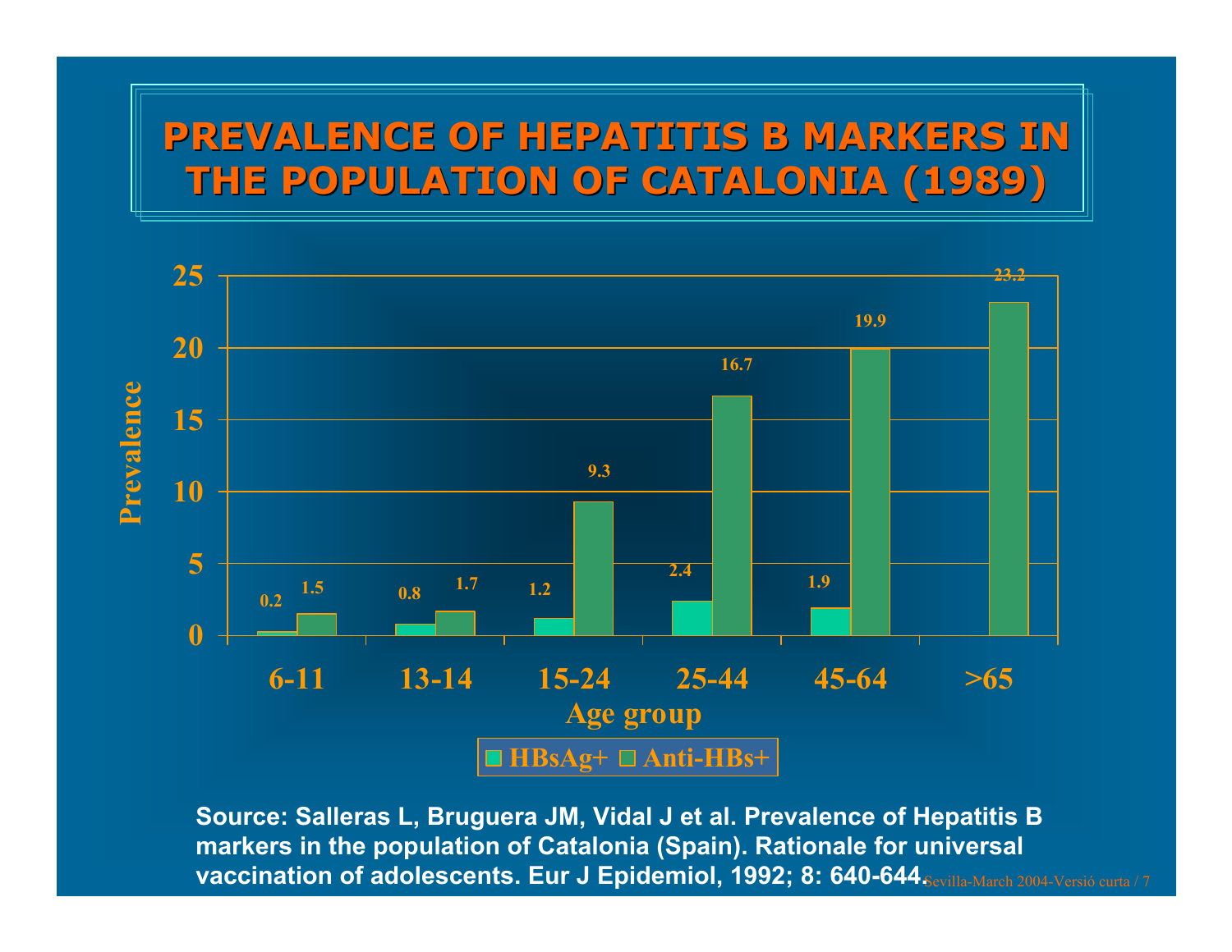# PREVALENCE OF HEPATITIS B MARKERS IN THE POPULATION OF CATALONIA (1989)

| Age group | HBsAg+ | Anti-HBs+ |
|---|---|---|
| 6-11 | 0.2 | 1.5 |
| 13-14 | 0.8 | 1.7 |
| 15-24 | 1.2 | 9.3 |
| 25-44 | 2.4 | 16.7 |
| 45-64 | 1.9 | 19.9 |
| >65 | | 23.2 |

Source: Salleras L, Bruguera JM, Vidal J et al. Prevalence of Hepatitis B markers in the population of Catalonia (Spain). Rationale for universal vaccination of adolescents. Eur J Epidemiol, 1992; 8: 640-644.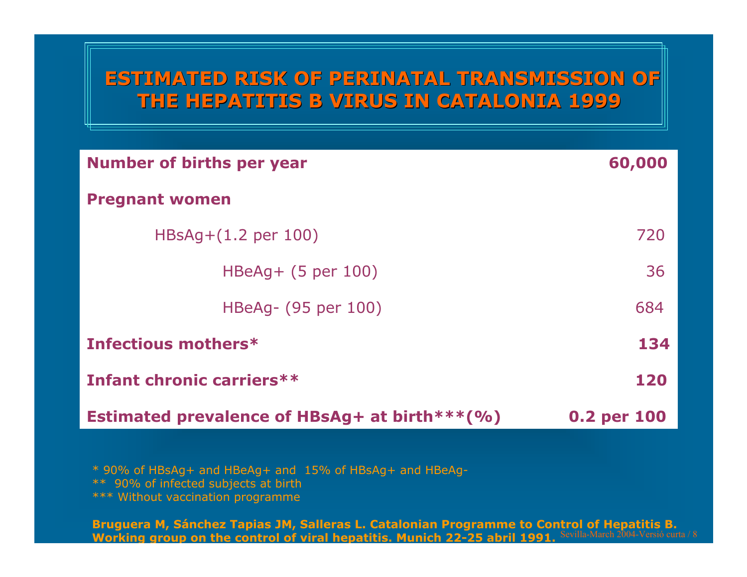# ESTIMATED RISK OF PERINATAL TRANSMISSION OF THE HEPATITIS B VIRUS IN CATALONIA 1999

| | |
|---|---|
| **Number of births per year** | **60,000** |
| **Pregnant women** | |
| HBsAg+(1.2 per 100) | 720 |
| HBeAg+ (5 per 100) | 36 |
| HBeAg- (95 per 100) | 684 |
| **Infectious mothers*** | **134** |
| **Infant chronic carriers**** | **120** |
| **Estimated prevalence of HBsAg+ at birth***(%)** | **0.2 per 100** |

\* 90% of HBsAg+ and HBeAg+ and 15% of HBsAg+ and HBeAg-
\*\* 90% of infected subjects at birth
\*\*\* Without vaccination programme

**Bruguera M, Sánchez Tapias JM, Salleras L. Catalonian Programme to Control of Hepatitis B. Working group on the control of viral hepatitis. Munich 22-25 abril 1991.**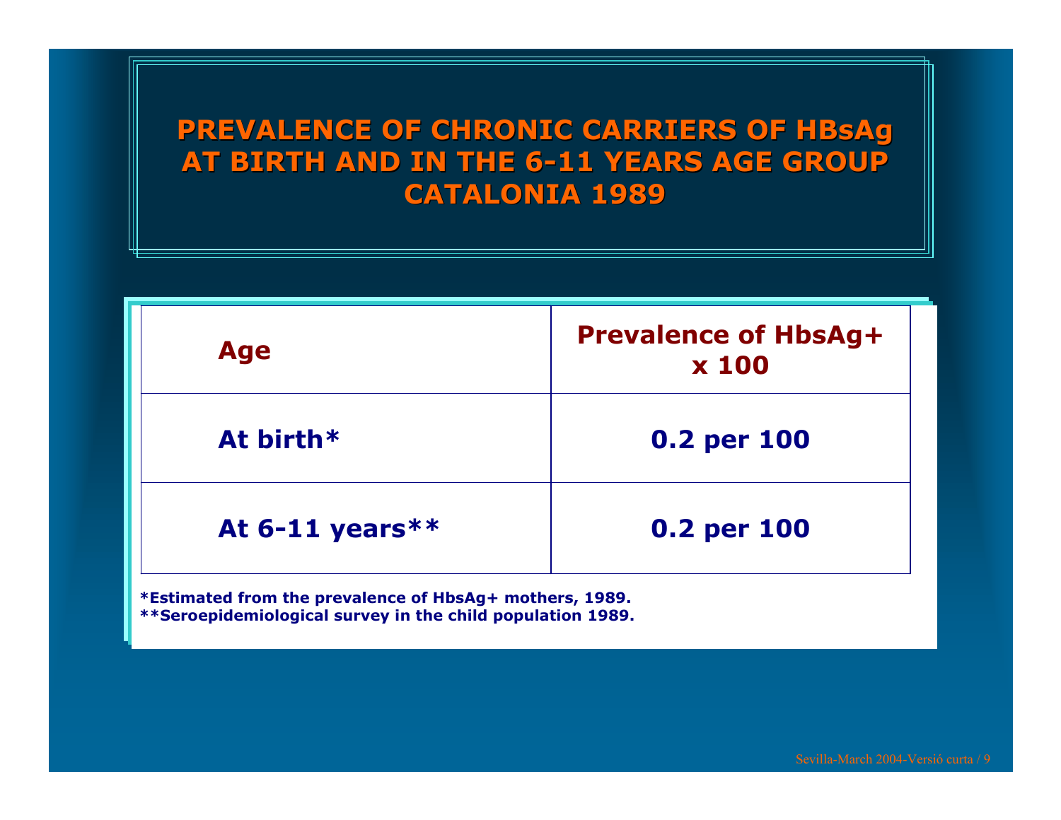# PREVALENCE OF CHRONIC CARRIERS OF HBsAg AT BIRTH AND IN THE 6-11 YEARS AGE GROUP CATALONIA 1989

| Age | Prevalence of HbsAg+ x 100 |
|---|---|
| At birth* | 0.2 per 100 |
| At 6-11 years** | 0.2 per 100 |

*Estimated from the prevalence of HbsAg+ mothers, 1989.
**Seroepidemiological survey in the child population 1989.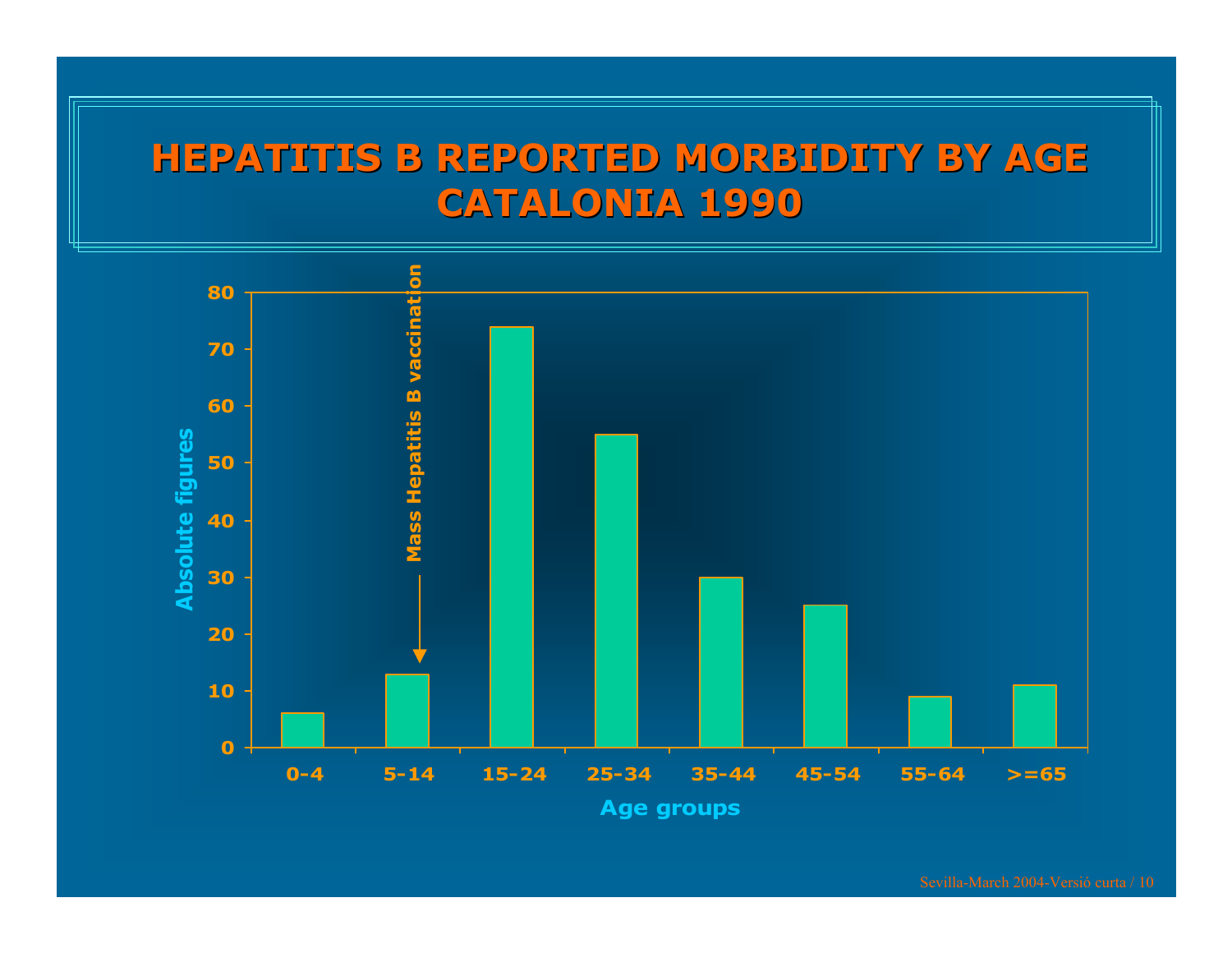# HEPATITIS B REPORTED MORBIDITY BY AGE CATALONIA 1990

| Age groups | Absolute figures |
|---|---|
| 0-4 | 6 |
| 5-14 | 13 |
| 15-24 | 74 |
| 25-34 | 55 |
| 35-44 | 30 |
| 45-54 | 25 |
| 55-64 | 9 |
| >=65 | 11 |

Mass Hepatitis B vaccination (5-14)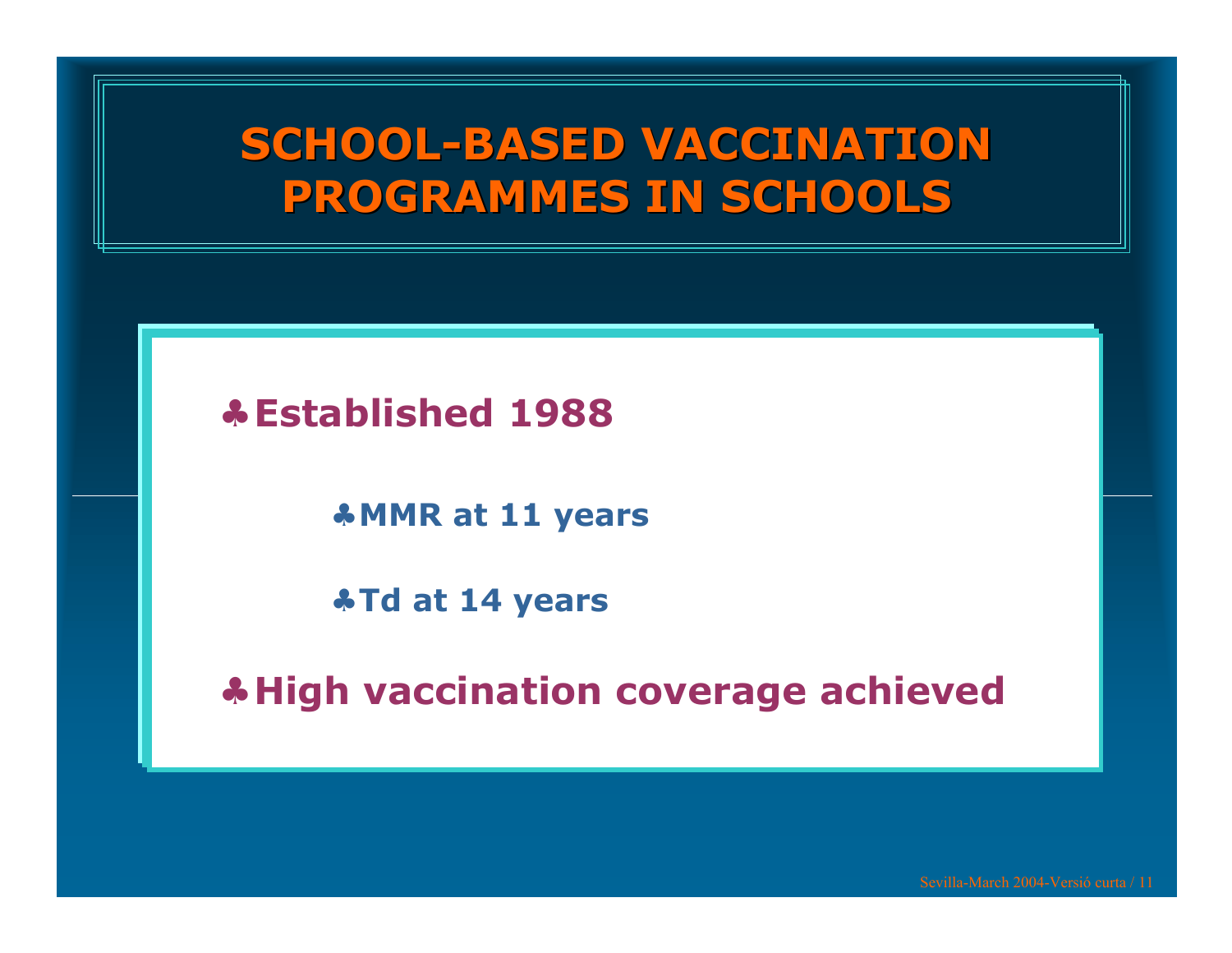# SCHOOL-BASED VACCINATION PROGRAMMES IN SCHOOLS

- **Established 1988**
  - **MMR at 11 years**
  - **Td at 14 years**
- **High vaccination coverage achieved**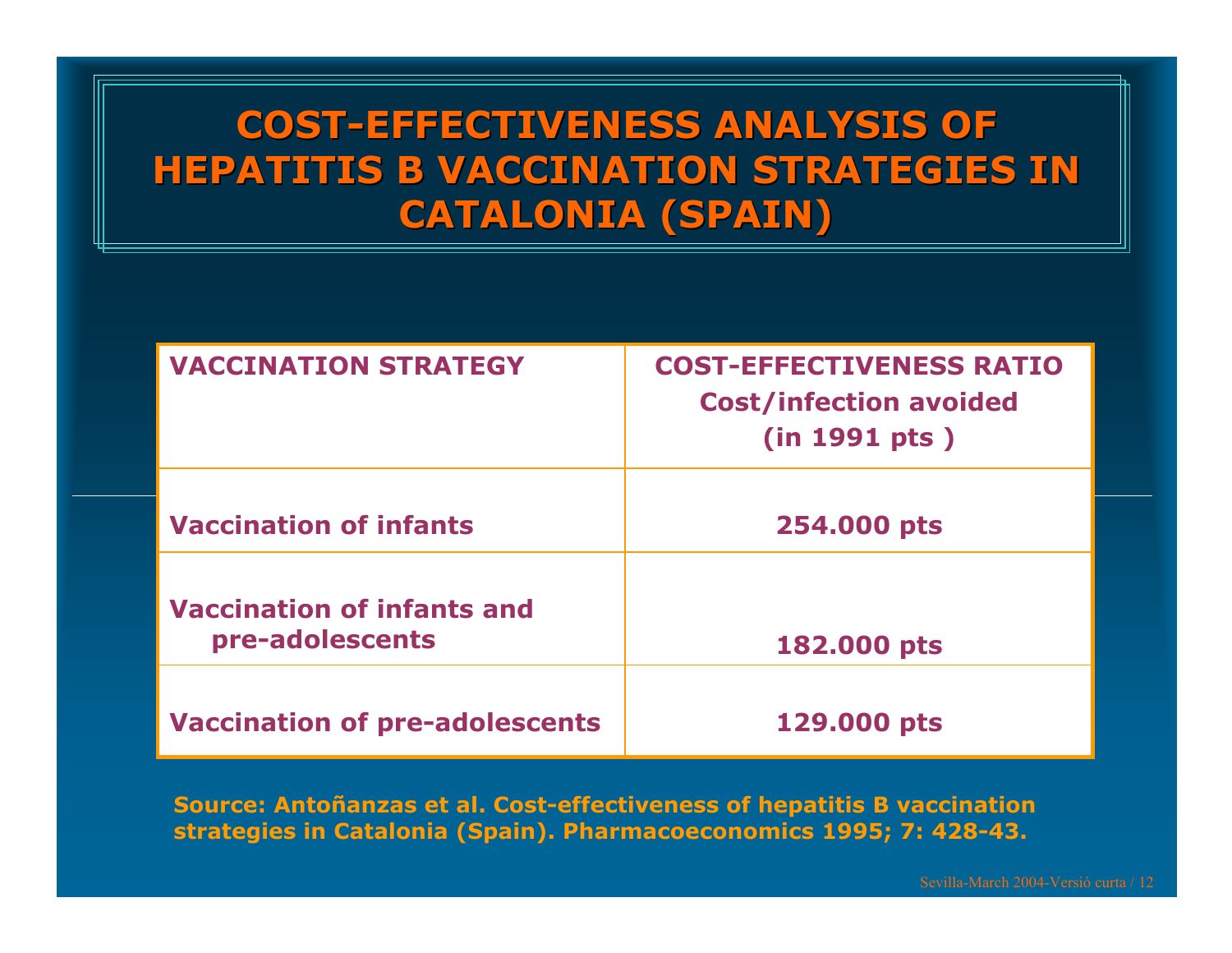# COST-EFFECTIVENESS ANALYSIS OF HEPATITIS B VACCINATION STRATEGIES IN CATALONIA (SPAIN)

| VACCINATION STRATEGY | COST-EFFECTIVENESS RATIO Cost/infection avoided (in 1991 pts ) |
|---|---|
| Vaccination of infants | 254.000 pts |
| Vaccination of infants and pre-adolescents | 182.000 pts |
| Vaccination of pre-adolescents | 129.000 pts |

**Source: Antoñanzas et al. Cost-effectiveness of hepatitis B vaccination strategies in Catalonia (Spain). Pharmacoeconomics 1995; 7: 428-43.**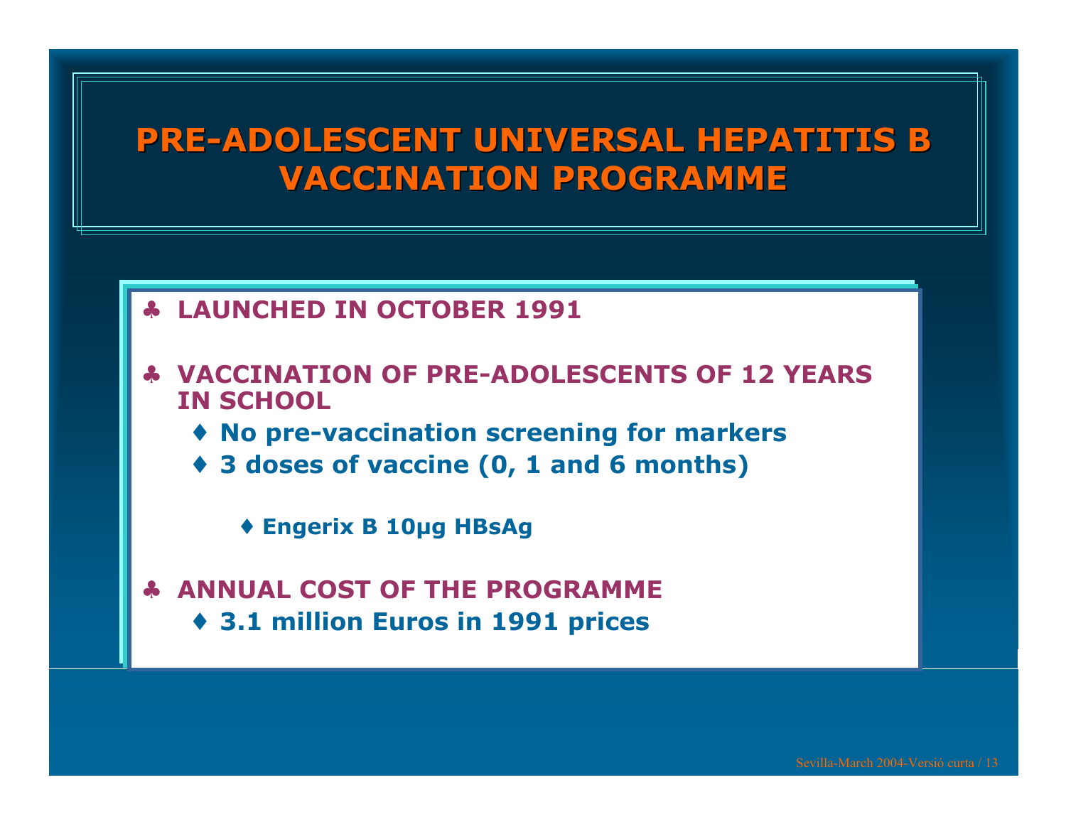# PRE-ADOLESCENT UNIVERSAL HEPATITIS B VACCINATION PROGRAMME

- **LAUNCHED IN OCTOBER 1991**
- **VACCINATION OF PRE-ADOLESCENTS OF 12 YEARS IN SCHOOL**
  - **No pre-vaccination screening for markers**
  - **3 doses of vaccine (0, 1 and 6 months)**
    - **Engerix B 10µg HBsAg**
- **ANNUAL COST OF THE PROGRAMME**
  - **3.1 million Euros in 1991 prices**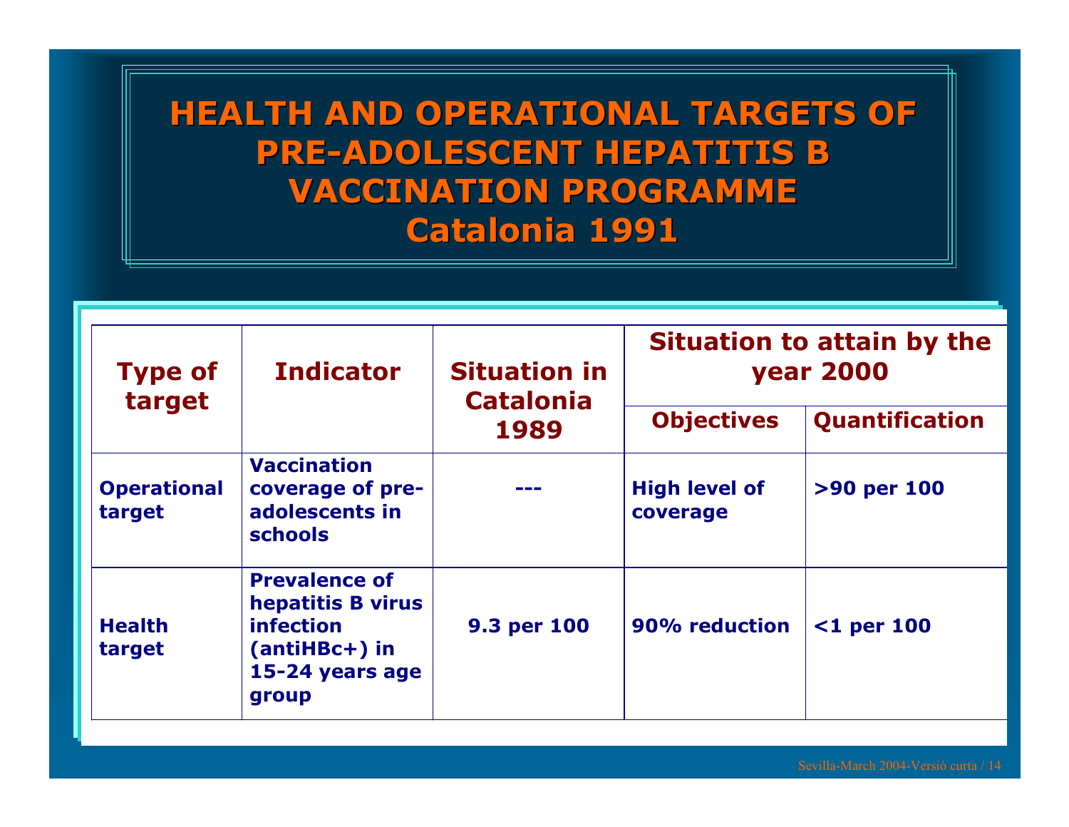# HEALTH AND OPERATIONAL TARGETS OF PRE-ADOLESCENT HEPATITIS B VACCINATION PROGRAMME Catalonia 1991

| Type of target | Indicator | Situation in Catalonia 1989 | Situation to attain by the year 2000 | |
|---|---|---|---|---|
| | | | Objectives | Quantification |
| Operational target | Vaccination coverage of pre-adolescents in schools | --- | High level of coverage | >90 per 100 |
| Health target | Prevalence of hepatitis B virus infection (antiHBc+) in 15-24 years age group | 9.3 per 100 | 90% reduction | <1 per 100 |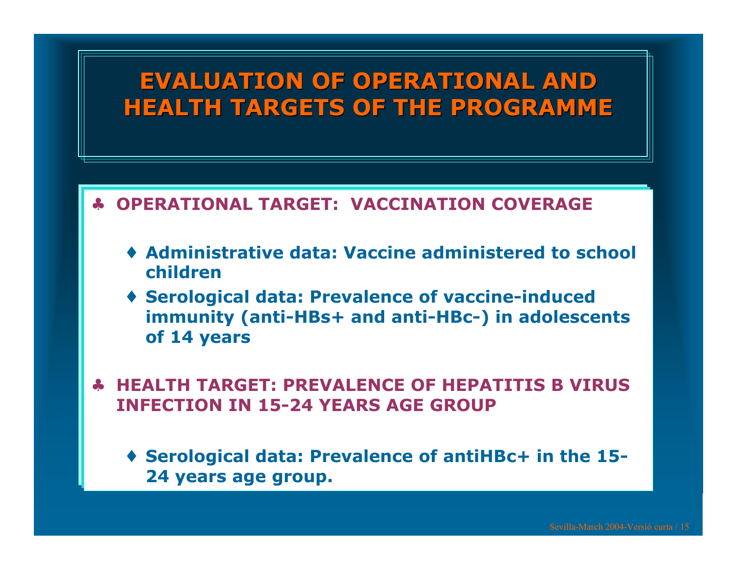# EVALUATION OF OPERATIONAL AND HEALTH TARGETS OF THE PROGRAMME

- **OPERATIONAL TARGET: VACCINATION COVERAGE**
  - **Administrative data: Vaccine administered to school children**
  - **Serological data: Prevalence of vaccine-induced immunity (anti-HBs+ and anti-HBc-) in adolescents of 14 years**

- **HEALTH TARGET: PREVALENCE OF HEPATITIS B VIRUS INFECTION IN 15-24 YEARS AGE GROUP**
  - **Serological data: Prevalence of antiHBc+ in the 15-24 years age group.**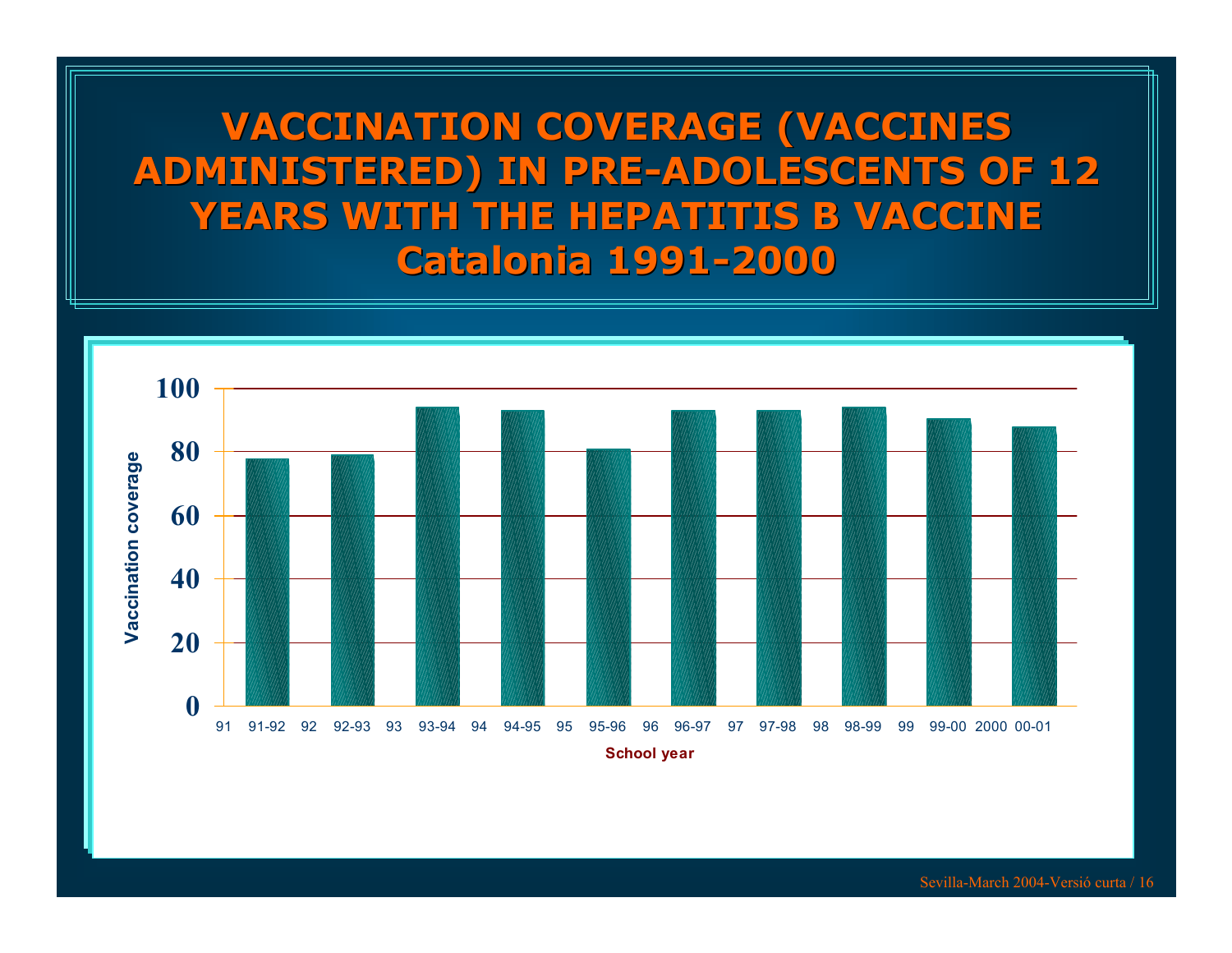# VACCINATION COVERAGE (VACCINES ADMINISTERED) IN PRE-ADOLESCENTS OF 12 YEARS WITH THE HEPATITIS B VACCINE Catalonia 1991-2000

Vaccination coverage

100
80
60
40
20
0

91 91-92 92 92-93 93 93-94 94 94-95 95 95-96 96 96-97 97 97-98 98 98-99 99 99-00 2000 00-01

School year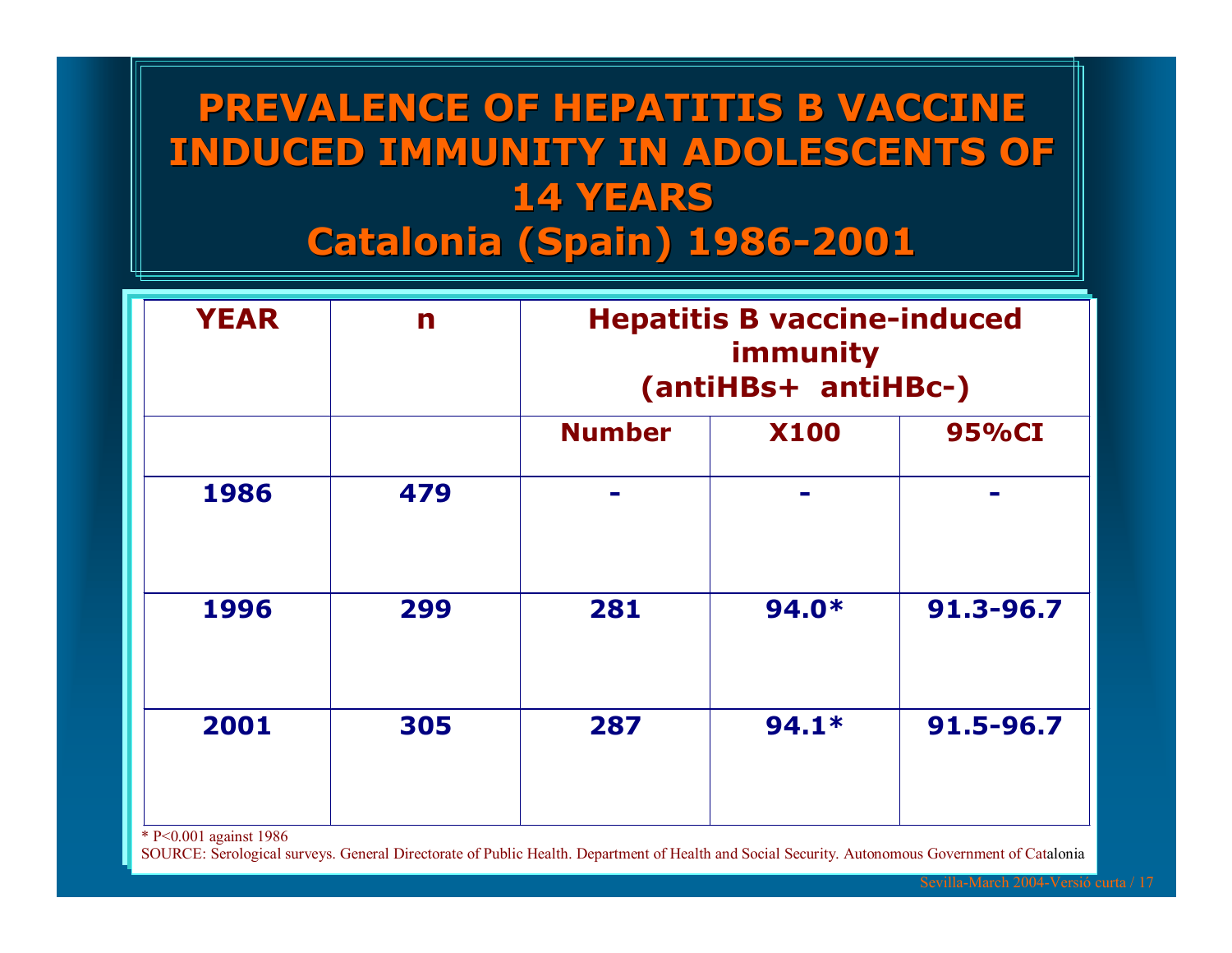# PREVALENCE OF HEPATITIS B VACCINE INDUCED IMMUNITY IN ADOLESCENTS OF 14 YEARS
# Catalonia (Spain) 1986-2001

| YEAR | n | Hepatitis B vaccine-induced immunity (antiHBs+ antiHBc-) | | |
|---|---|---|---|---|
| | | Number | X100 | 95%CI |
| 1986 | 479 | - | - | - |
| 1996 | 299 | 281 | 94.0* | 91.3-96.7 |
| 2001 | 305 | 287 | 94.1* | 91.5-96.7 |

\* P<0.001 against 1986

SOURCE: Serological surveys. General Directorate of Public Health. Department of Health and Social Security. Autonomous Government of Catalonia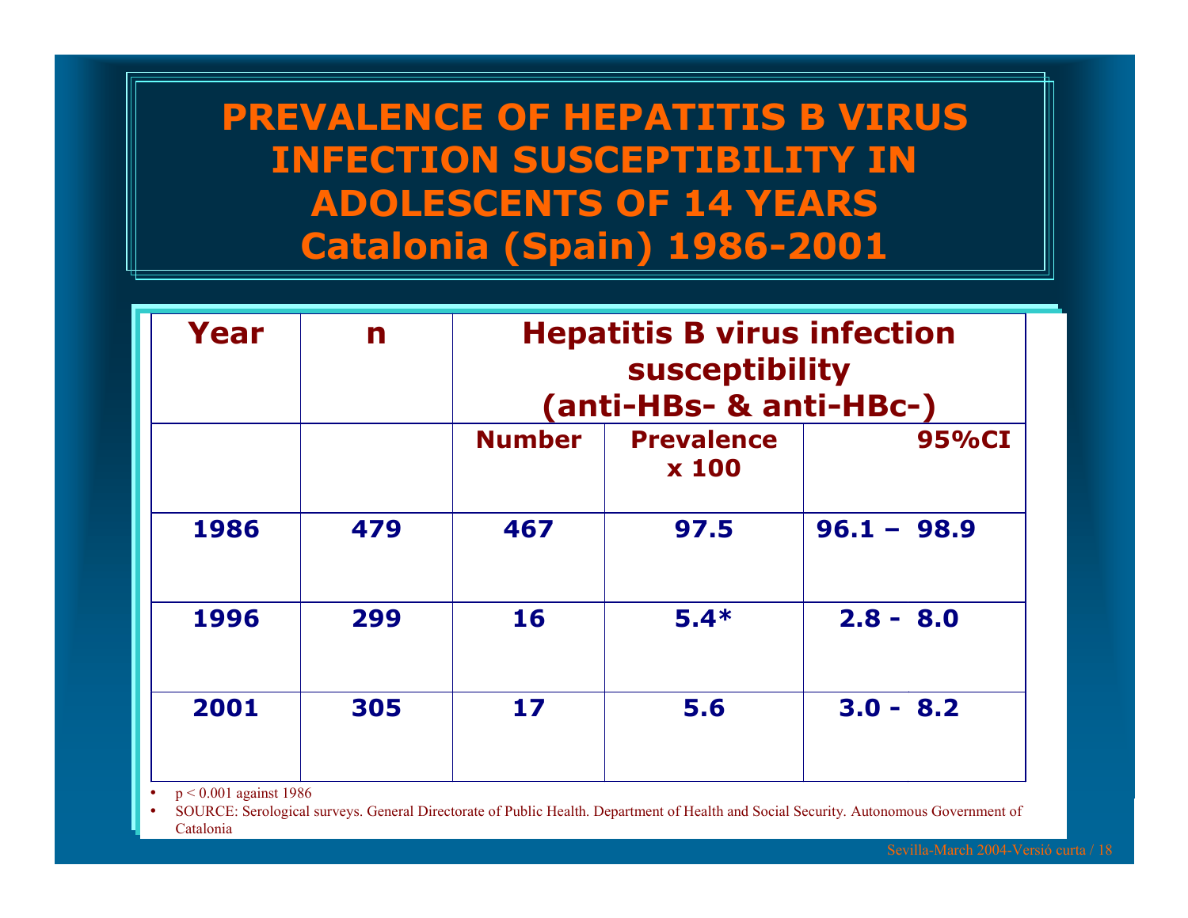# PREVALENCE OF HEPATITIS B VIRUS INFECTION SUSCEPTIBILITY IN ADOLESCENTS OF 14 YEARS Catalonia (Spain) 1986-2001

| Year | n | Hepatitis B virus infection susceptibility (anti-HBs- & anti-HBc-) | | |
|---|---|---|---|---|
| | | Number | Prevalence x 100 | 95%CI |
| 1986 | 479 | 467 | 97.5 | 96.1 – 98.9 |
| 1996 | 299 | 16 | 5.4* | 2.8 - 8.0 |
| 2001 | 305 | 17 | 5.6 | 3.0 - 8.2 |

- $p < 0.001$ against 1986
- SOURCE: Serological surveys. General Directorate of Public Health. Department of Health and Social Security. Autonomous Government of Catalonia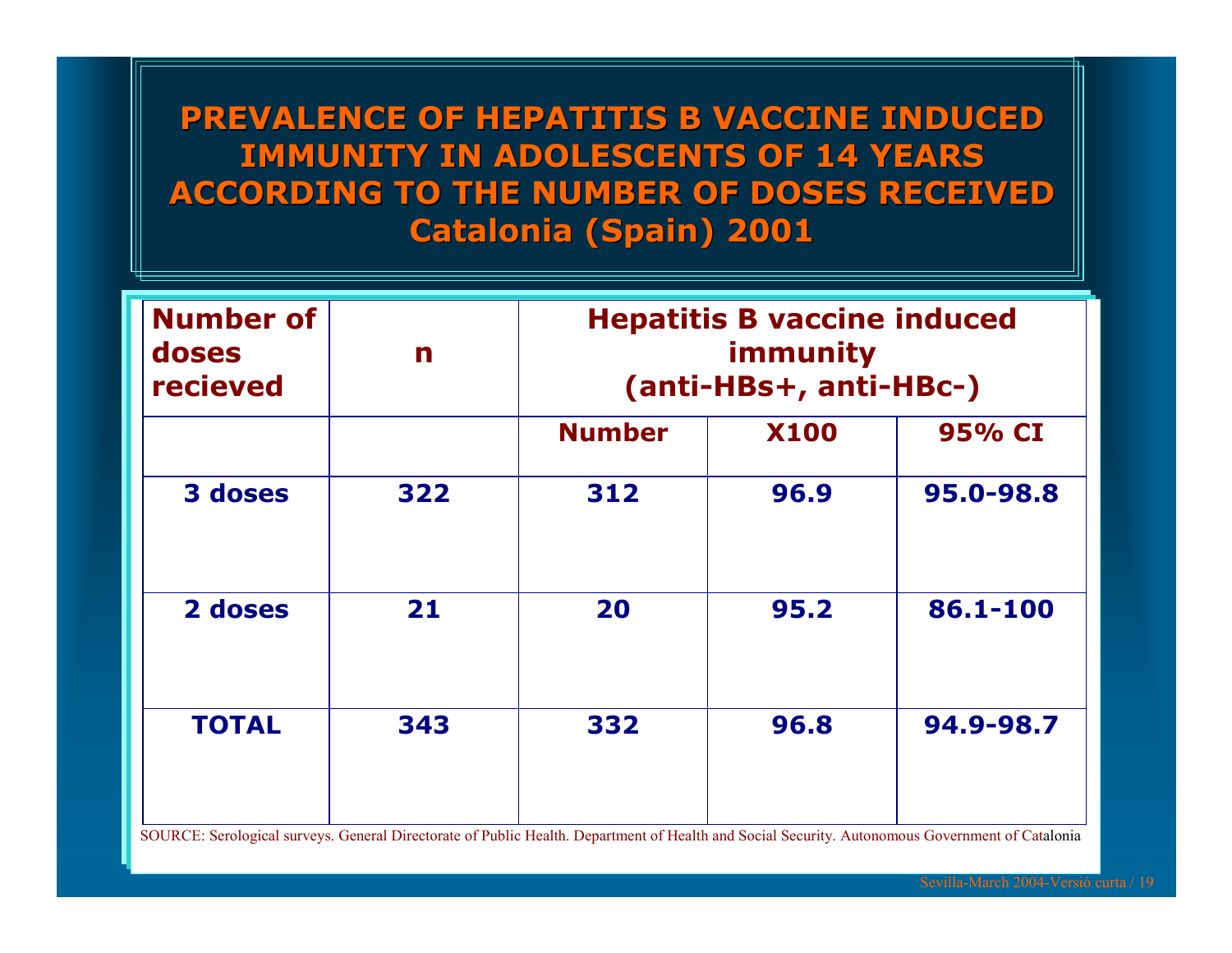# PREVALENCE OF HEPATITIS B VACCINE INDUCED IMMUNITY IN ADOLESCENTS OF 14 YEARS ACCORDING TO THE NUMBER OF DOSES RECEIVED Catalonia (Spain) 2001

| Number of doses recieved | n | Hepatitis B vaccine induced immunity (anti-HBs+, anti-HBc-) | | |
|---|---|---|---|---|
| | | Number | X100 | 95% CI |
| 3 doses | 322 | 312 | 96.9 | 95.0-98.8 |
| 2 doses | 21 | 20 | 95.2 | 86.1-100 |
| TOTAL | 343 | 332 | 96.8 | 94.9-98.7 |

SOURCE: Serological surveys. General Directorate of Public Health. Department of Health and Social Security. Autonomous Government of Catalonia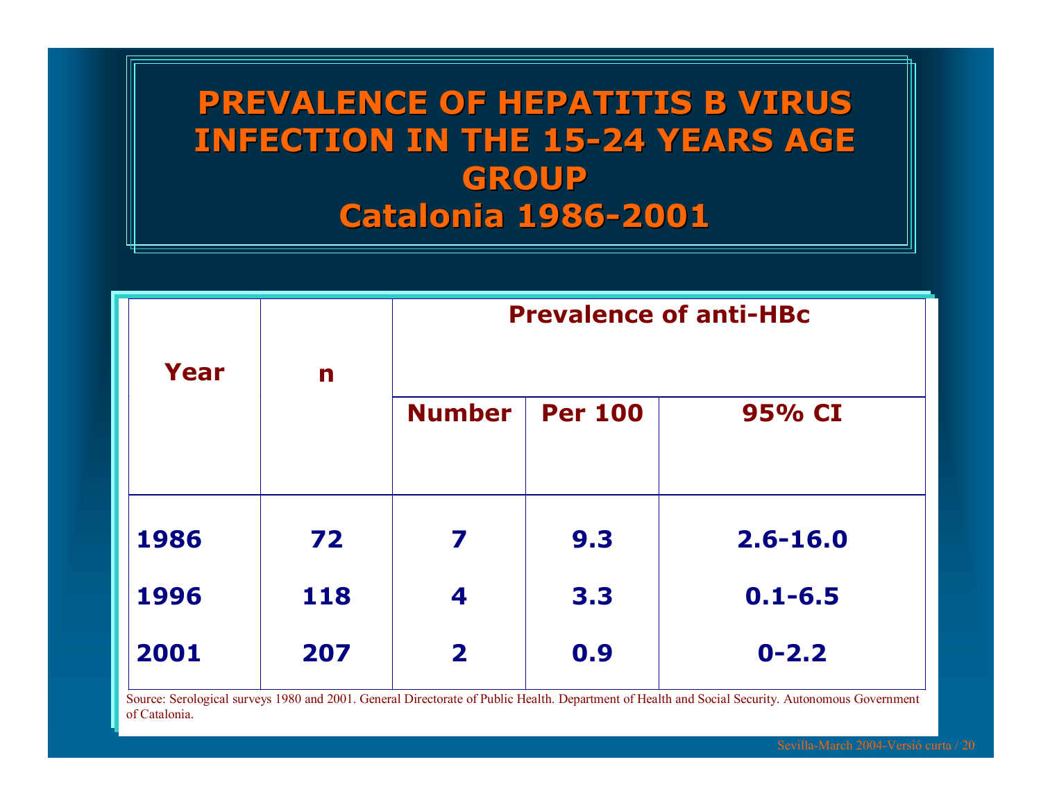# PREVALENCE OF HEPATITIS B VIRUS INFECTION IN THE 15-24 YEARS AGE GROUP
# Catalonia 1986-2001

| Year | n | Prevalence of anti-HBc | | |
|---|---|---|---|---|
| | | Number | Per 100 | 95% CI |
| 1986 | 72 | 7 | 9.3 | 2.6-16.0 |
| 1996 | 118 | 4 | 3.3 | 0.1-6.5 |
| 2001 | 207 | 2 | 0.9 | 0-2.2 |

Source: Serological surveys 1980 and 2001. General Directorate of Public Health. Department of Health and Social Security. Autonomous Government of Catalonia.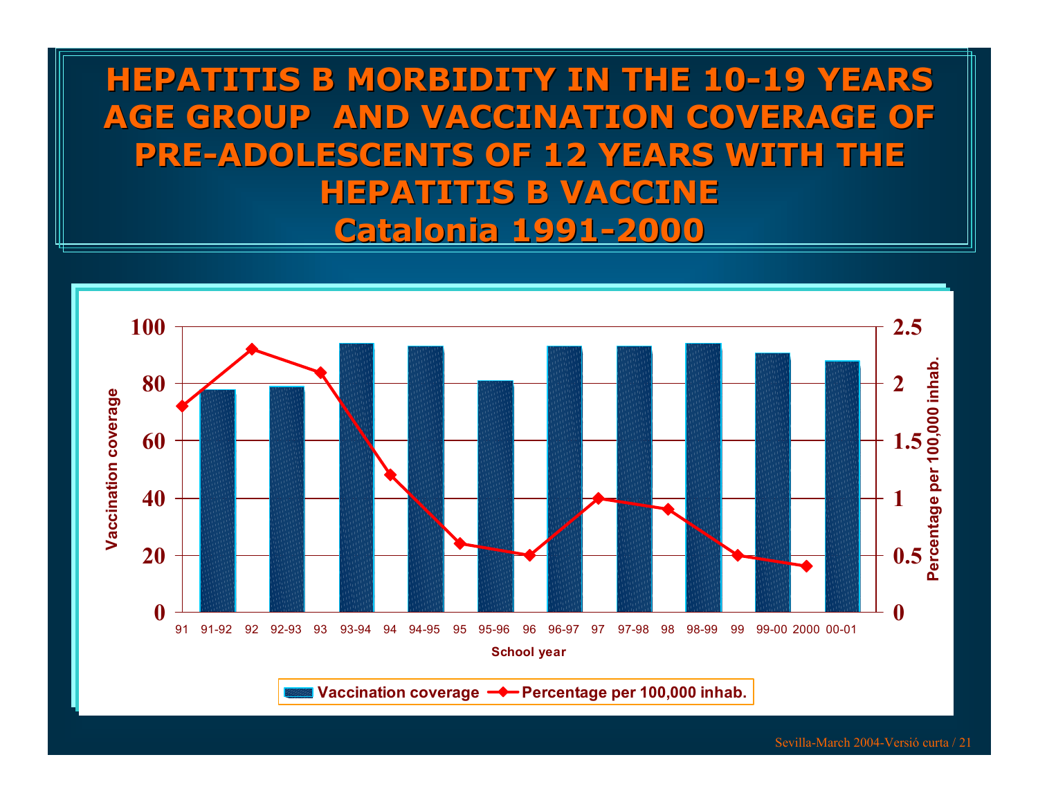# HEPATITIS B MORBIDITY IN THE 10-19 YEARS AGE GROUP AND VACCINATION COVERAGE OF PRE-ADOLESCENTS OF 12 YEARS WITH THE HEPATITIS B VACCINE

## Catalonia 1991-2000

Vaccination coverage (left axis: 0–100) and Percentage per 100,000 inhab. (right axis: 0–2.5) by School year

X-axis categories: 91, 91-92, 92, 92-93, 93, 93-94, 94, 94-95, 95, 95-96, 96, 96-97, 97, 97-98, 98, 98-99, 99, 99-00, 2000, 00-01

Legend: Vaccination coverage; Percentage per 100,000 inhab.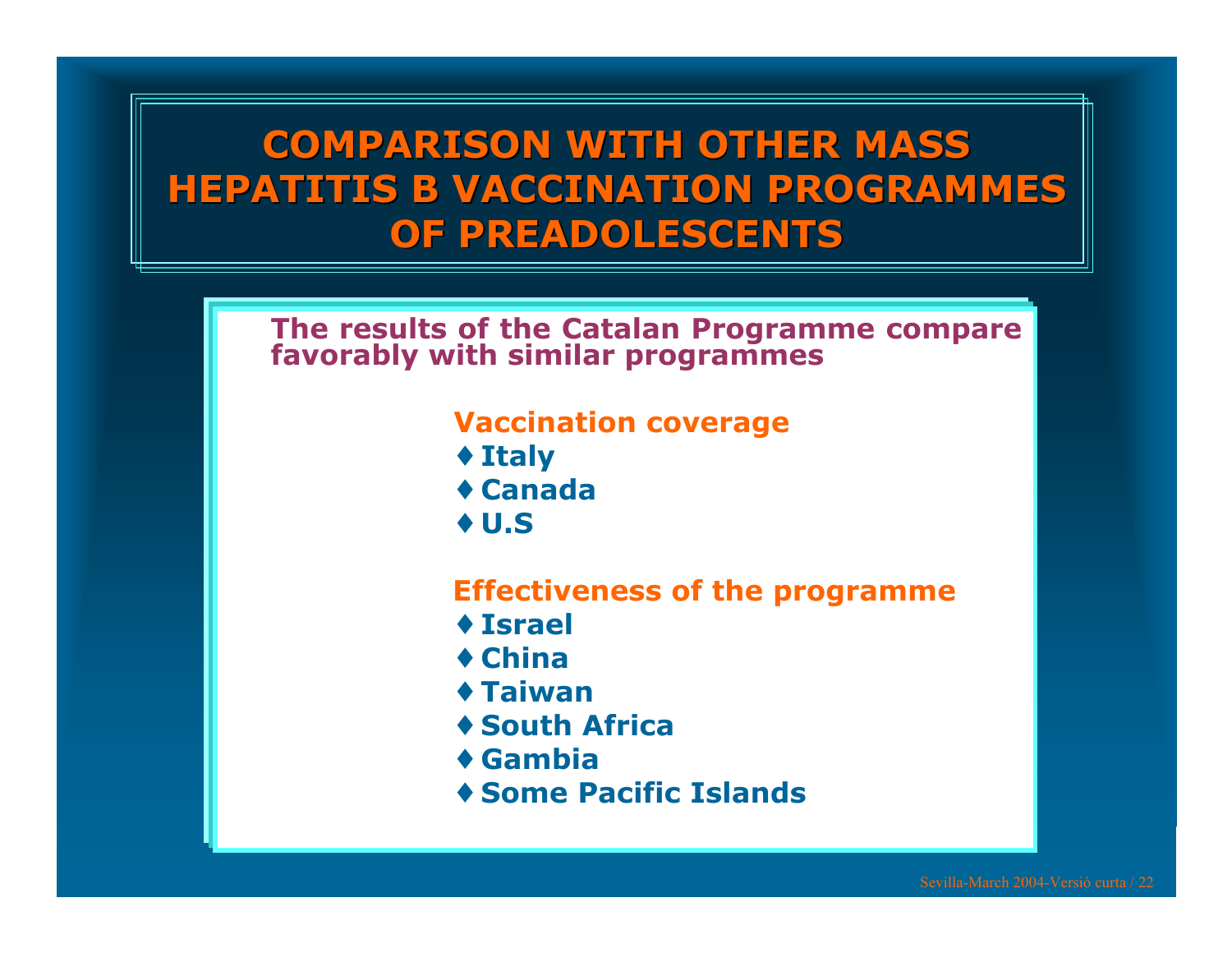# COMPARISON WITH OTHER MASS HEPATITIS B VACCINATION PROGRAMMES OF PREADOLESCENTS

**The results of the Catalan Programme compare favorably with similar programmes**

**Vaccination coverage**

- Italy
- Canada
- U.S

**Effectiveness of the programme**

- Israel
- China
- Taiwan
- South Africa
- Gambia
- Some Pacific Islands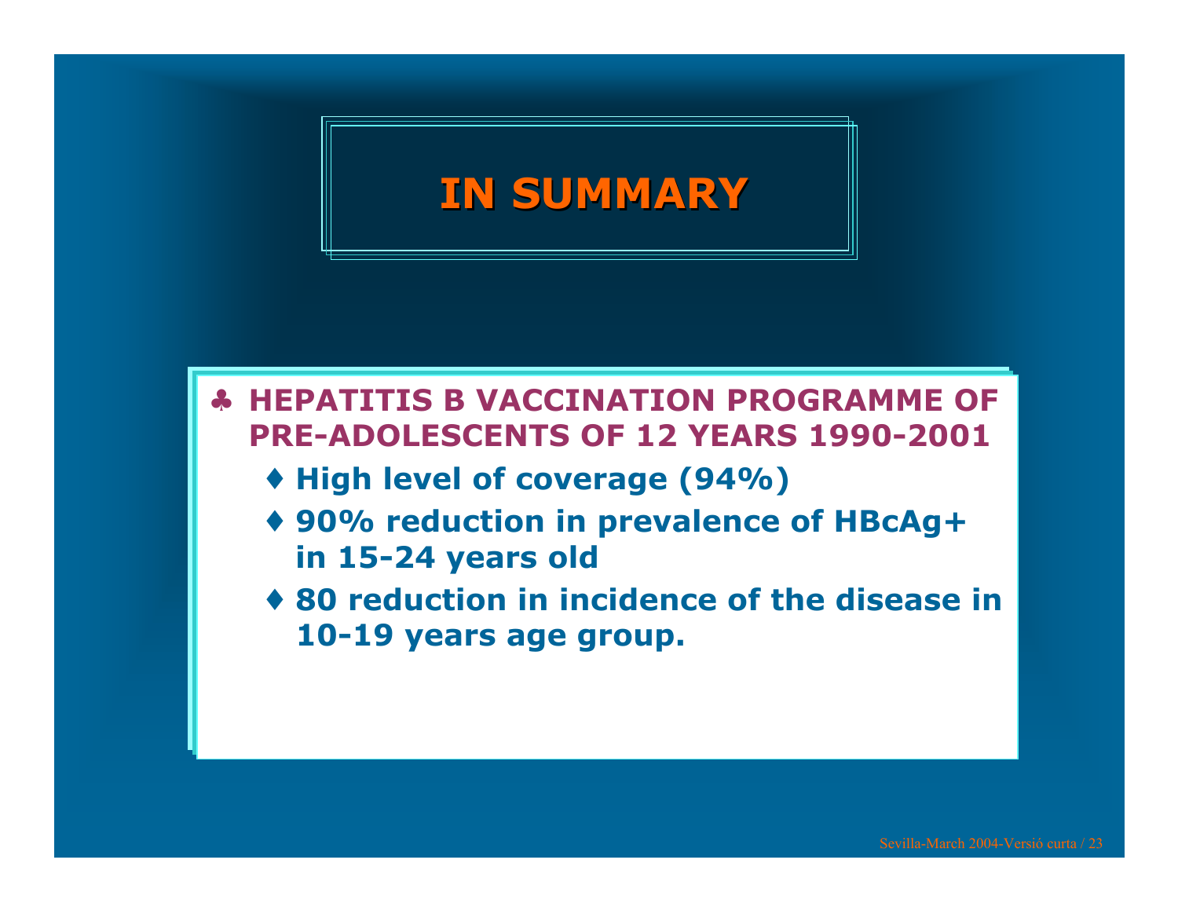# IN SUMMARY

- **HEPATITIS B VACCINATION PROGRAMME OF PRE-ADOLESCENTS OF 12 YEARS 1990-2001**
  - **High level of coverage (94%)**
  - **90% reduction in prevalence of HBcAg+ in 15-24 years old**
  - **80 reduction in incidence of the disease in 10-19 years age group.**